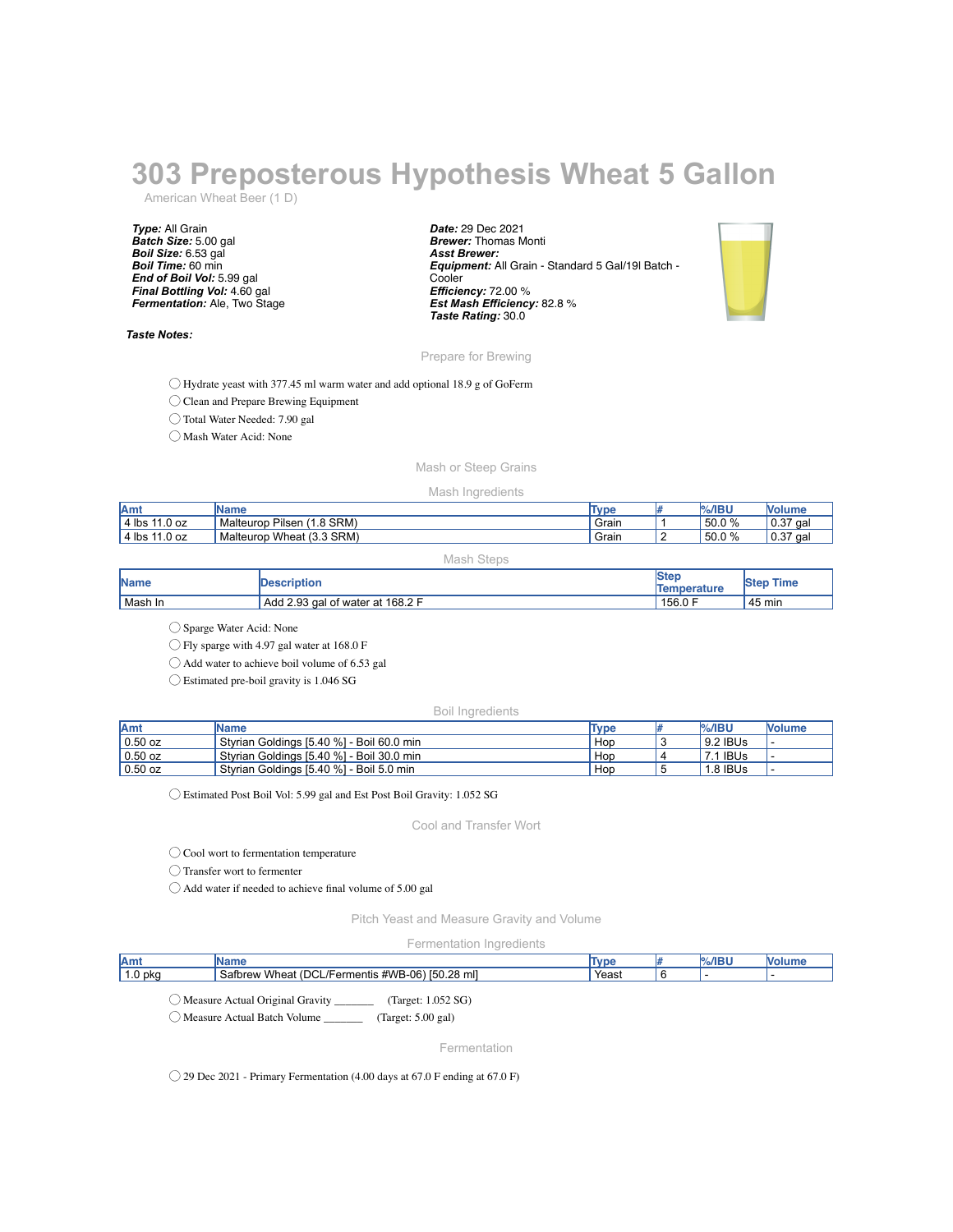# 303 Preposterous Hypothesis Wheat 5 Gallon

American Wheat Beer (1 D)

***Type:*** All Grain
***Batch Size:*** 5.00 gal
***Boil Size:*** 6.53 gal
***Boil Time:*** 60 min
***End of Boil Vol:*** 5.99 gal
***Final Bottling Vol:*** 4.60 gal
***Fermentation:*** Ale, Two Stage

***Date:*** 29 Dec 2021
***Brewer:*** Thomas Monti
***Asst Brewer:***
***Equipment:*** All Grain - Standard 5 Gal/19l Batch - Cooler
***Efficiency:*** 72.00 %
***Est Mash Efficiency:*** 82.8 %
***Taste Rating:*** 30.0

***Taste Notes:***

## Prepare for Brewing

- ◯ Hydrate yeast with 377.45 ml warm water and add optional 18.9 g of GoFerm
- ◯ Clean and Prepare Brewing Equipment
- ◯ Total Water Needed: 7.90 gal
- ◯ Mash Water Acid: None

## Mash or Steep Grains

### Mash Ingredients

| Amt | Name | Type | # | %/IBU | Volume |
|---|---|---|---|---|---|
| 4 lbs 11.0 oz | Malteurop Pilsen (1.8 SRM) | Grain | 1 | 50.0 % | 0.37 gal |
| 4 lbs 11.0 oz | Malteurop Wheat (3.3 SRM) | Grain | 2 | 50.0 % | 0.37 gal |

### Mash Steps

| Name | Description | Step Temperature | Step Time |
|---|---|---|---|
| Mash In | Add 2.93 gal of water at 168.2 F | 156.0 F | 45 min |

- ◯ Sparge Water Acid: None
- ◯ Fly sparge with 4.97 gal water at 168.0 F
- ◯ Add water to achieve boil volume of 6.53 gal
- ◯ Estimated pre-boil gravity is 1.046 SG

### Boil Ingredients

| Amt | Name | Type | # | %/IBU | Volume |
|---|---|---|---|---|---|
| 0.50 oz | Styrian Goldings [5.40 %] - Boil 60.0 min | Hop | 3 | 9.2 IBUs | - |
| 0.50 oz | Styrian Goldings [5.40 %] - Boil 30.0 min | Hop | 4 | 7.1 IBUs | - |
| 0.50 oz | Styrian Goldings [5.40 %] - Boil 5.0 min | Hop | 5 | 1.8 IBUs | - |

- ◯ Estimated Post Boil Vol: 5.99 gal and Est Post Boil Gravity: 1.052 SG

## Cool and Transfer Wort

- ◯ Cool wort to fermentation temperature
- ◯ Transfer wort to fermenter
- ◯ Add water if needed to achieve final volume of 5.00 gal

## Pitch Yeast and Measure Gravity and Volume

### Fermentation Ingredients

| Amt | Name | Type | # | %/IBU | Volume |
|---|---|---|---|---|---|
| 1.0 pkg | Safbrew Wheat (DCL/Fermentis #WB-06) [50.28 ml] | Yeast | 6 | - | - |

- ◯ Measure Actual Original Gravity _______ (Target: 1.052 SG)
- ◯ Measure Actual Batch Volume _______ (Target: 5.00 gal)

## Fermentation

- ◯ 29 Dec 2021 - Primary Fermentation (4.00 days at 67.0 F ending at 67.0 F)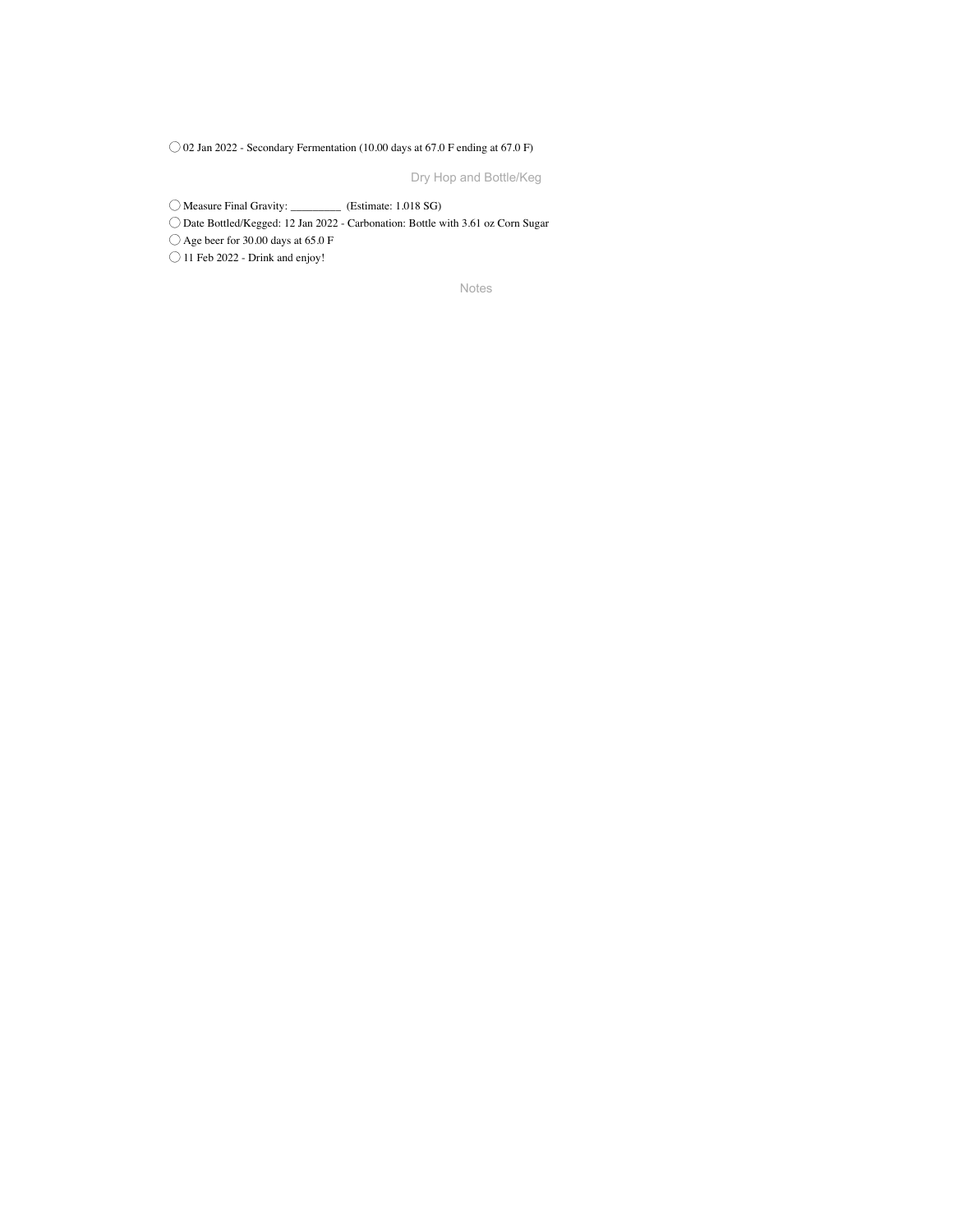◯ 02 Jan 2022 - Secondary Fermentation (10.00 days at 67.0 F ending at 67.0 F)

## Dry Hop and Bottle/Keg

◯ Measure Final Gravity: _________ (Estimate: 1.018 SG)
◯ Date Bottled/Kegged: 12 Jan 2022 - Carbonation: Bottle with 3.61 oz Corn Sugar
◯ Age beer for 30.00 days at 65.0 F
◯ 11 Feb 2022 - Drink and enjoy!

## Notes